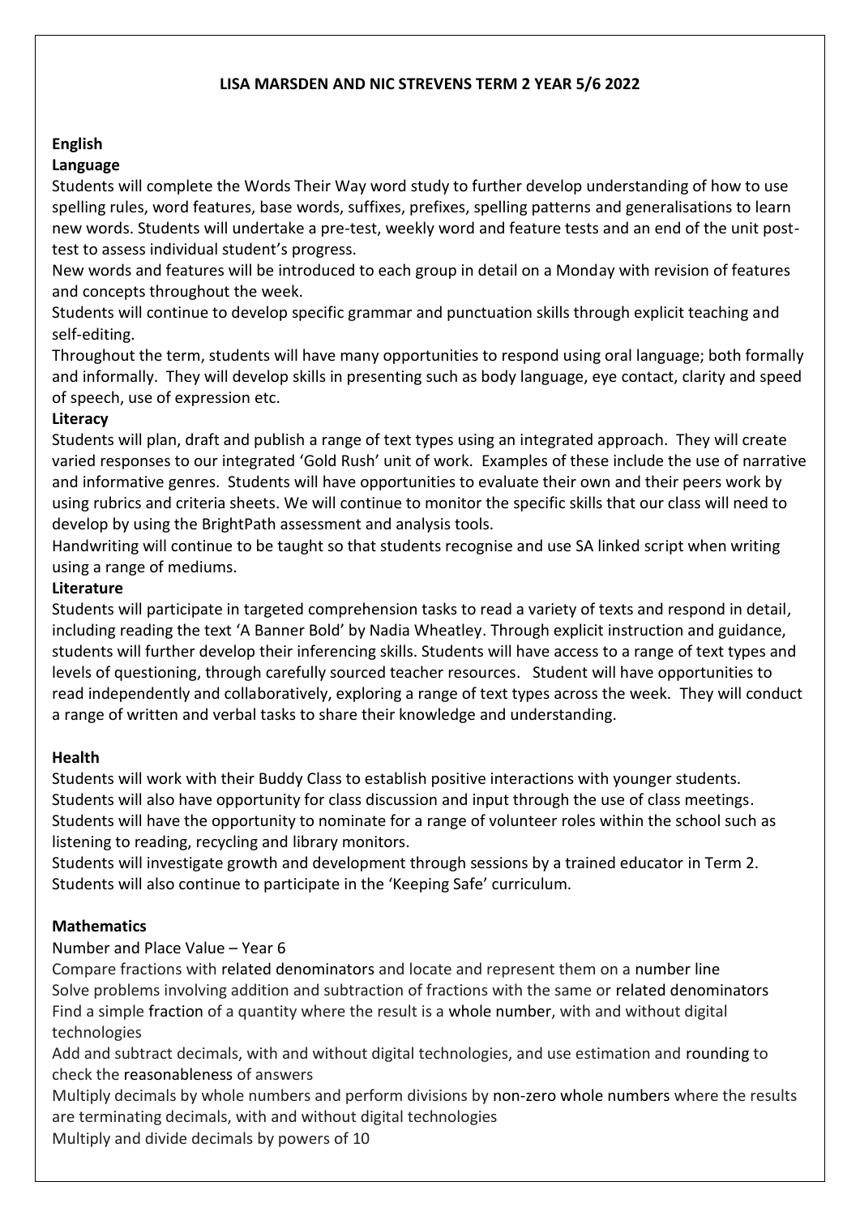**LISA MARSDEN AND NIC STREVENS TERM 2 YEAR 5/6 2022**

## English

### Language

Students will complete the Words Their Way word study to further develop understanding of how to use spelling rules, word features, base words, suffixes, prefixes, spelling patterns and generalisations to learn new words. Students will undertake a pre-test, weekly word and feature tests and an end of the unit post-test to assess individual student's progress.

New words and features will be introduced to each group in detail on a Monday with revision of features and concepts throughout the week.

Students will continue to develop specific grammar and punctuation skills through explicit teaching and self-editing.

Throughout the term, students will have many opportunities to respond using oral language; both formally and informally. They will develop skills in presenting such as body language, eye contact, clarity and speed of speech, use of expression etc.

### Literacy

Students will plan, draft and publish a range of text types using an integrated approach. They will create varied responses to our integrated 'Gold Rush' unit of work. Examples of these include the use of narrative and informative genres. Students will have opportunities to evaluate their own and their peers work by using rubrics and criteria sheets. We will continue to monitor the specific skills that our class will need to develop by using the BrightPath assessment and analysis tools.

Handwriting will continue to be taught so that students recognise and use SA linked script when writing using a range of mediums.

### Literature

Students will participate in targeted comprehension tasks to read a variety of texts and respond in detail, including reading the text 'A Banner Bold' by Nadia Wheatley. Through explicit instruction and guidance, students will further develop their inferencing skills. Students will have access to a range of text types and levels of questioning, through carefully sourced teacher resources. Student will have opportunities to read independently and collaboratively, exploring a range of text types across the week. They will conduct a range of written and verbal tasks to share their knowledge and understanding.

## Health

Students will work with their Buddy Class to establish positive interactions with younger students. Students will also have opportunity for class discussion and input through the use of class meetings. Students will have the opportunity to nominate for a range of volunteer roles within the school such as listening to reading, recycling and library monitors.

Students will investigate growth and development through sessions by a trained educator in Term 2. Students will also continue to participate in the 'Keeping Safe' curriculum.

## Mathematics

Number and Place Value – Year 6

Compare fractions with related denominators and locate and represent them on a number line

Solve problems involving addition and subtraction of fractions with the same or related denominators

Find a simple fraction of a quantity where the result is a whole number, with and without digital technologies

Add and subtract decimals, with and without digital technologies, and use estimation and rounding to check the reasonableness of answers

Multiply decimals by whole numbers and perform divisions by non-zero whole numbers where the results are terminating decimals, with and without digital technologies

Multiply and divide decimals by powers of 10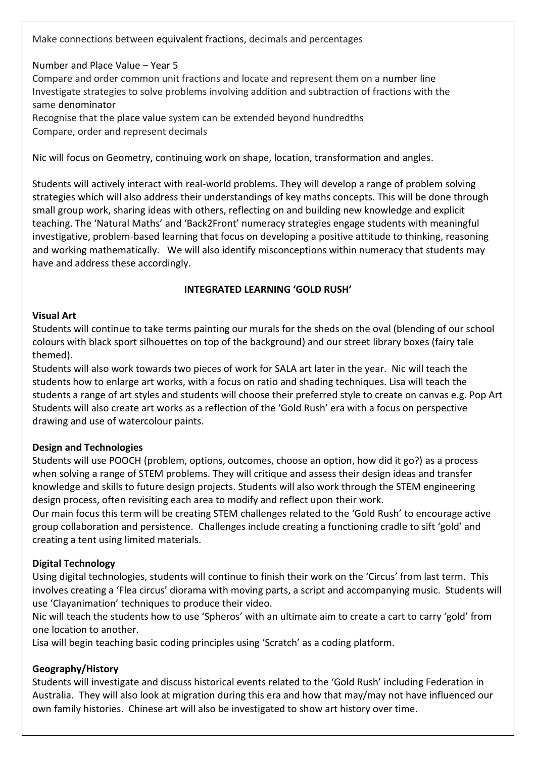Make connections between equivalent fractions, decimals and percentages

Number and Place Value – Year 5

Compare and order common unit fractions and locate and represent them on a number line

Investigate strategies to solve problems involving addition and subtraction of fractions with the same denominator

Recognise that the place value system can be extended beyond hundredths

Compare, order and represent decimals

Nic will focus on Geometry, continuing work on shape, location, transformation and angles.

Students will actively interact with real-world problems. They will develop a range of problem solving strategies which will also address their understandings of key maths concepts. This will be done through small group work, sharing ideas with others, reflecting on and building new knowledge and explicit teaching. The 'Natural Maths' and 'Back2Front' numeracy strategies engage students with meaningful investigative, problem-based learning that focus on developing a positive attitude to thinking, reasoning and working mathematically. We will also identify misconceptions within numeracy that students may have and address these accordingly.

## INTEGRATED LEARNING 'GOLD RUSH'

### Visual Art

Students will continue to take terms painting our murals for the sheds on the oval (blending of our school colours with black sport silhouettes on top of the background) and our street library boxes (fairy tale themed).

Students will also work towards two pieces of work for SALA art later in the year. Nic will teach the students how to enlarge art works, with a focus on ratio and shading techniques. Lisa will teach the students a range of art styles and students will choose their preferred style to create on canvas e.g. Pop Art

Students will also create art works as a reflection of the 'Gold Rush' era with a focus on perspective drawing and use of watercolour paints.

### Design and Technologies

Students will use POOCH (problem, options, outcomes, choose an option, how did it go?) as a process when solving a range of STEM problems. They will critique and assess their design ideas and transfer knowledge and skills to future design projects. Students will also work through the STEM engineering design process, often revisiting each area to modify and reflect upon their work.

Our main focus this term will be creating STEM challenges related to the 'Gold Rush' to encourage active group collaboration and persistence. Challenges include creating a functioning cradle to sift 'gold' and creating a tent using limited materials.

### Digital Technology

Using digital technologies, students will continue to finish their work on the 'Circus' from last term. This involves creating a 'Flea circus' diorama with moving parts, a script and accompanying music. Students will use 'Clayanimation' techniques to produce their video.

Nic will teach the students how to use 'Spheros' with an ultimate aim to create a cart to carry 'gold' from one location to another.

Lisa will begin teaching basic coding principles using 'Scratch' as a coding platform.

### Geography/History

Students will investigate and discuss historical events related to the 'Gold Rush' including Federation in Australia. They will also look at migration during this era and how that may/may not have influenced our own family histories. Chinese art will also be investigated to show art history over time.